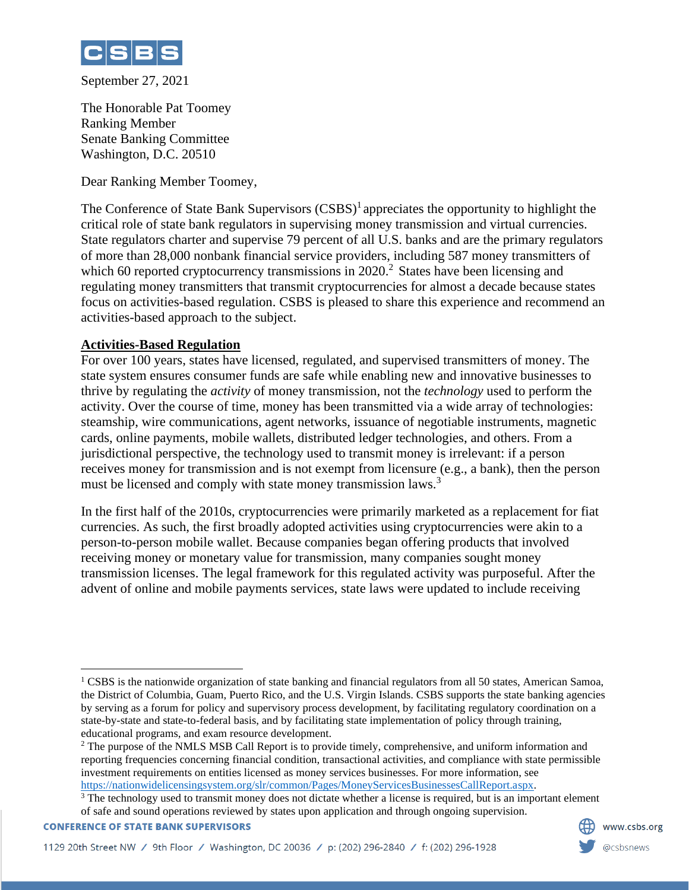CSBS

September 27, 2021

The Honorable Pat Toomey
Ranking Member
Senate Banking Committee
Washington, D.C. 20510

Dear Ranking Member Toomey,

The Conference of State Bank Supervisors (CSBS)[1] appreciates the opportunity to highlight the critical role of state bank regulators in supervising money transmission and virtual currencies. State regulators charter and supervise 79 percent of all U.S. banks and are the primary regulators of more than 28,000 nonbank financial service providers, including 587 money transmitters of which 60 reported cryptocurrency transmissions in 2020.[2] States have been licensing and regulating money transmitters that transmit cryptocurrencies for almost a decade because states focus on activities-based regulation. CSBS is pleased to share this experience and recommend an activities-based approach to the subject.

## Activities-Based Regulation

For over 100 years, states have licensed, regulated, and supervised transmitters of money. The state system ensures consumer funds are safe while enabling new and innovative businesses to thrive by regulating the *activity* of money transmission, not the *technology* used to perform the activity. Over the course of time, money has been transmitted via a wide array of technologies: steamship, wire communications, agent networks, issuance of negotiable instruments, magnetic cards, online payments, mobile wallets, distributed ledger technologies, and others. From a jurisdictional perspective, the technology used to transmit money is irrelevant: if a person receives money for transmission and is not exempt from licensure (e.g., a bank), then the person must be licensed and comply with state money transmission laws.[3]

In the first half of the 2010s, cryptocurrencies were primarily marketed as a replacement for fiat currencies. As such, the first broadly adopted activities using cryptocurrencies were akin to a person-to-person mobile wallet. Because companies began offering products that involved receiving money or monetary value for transmission, many companies sought money transmission licenses. The legal framework for this regulated activity was purposeful. After the advent of online and mobile payments services, state laws were updated to include receiving

---

[1] CSBS is the nationwide organization of state banking and financial regulators from all 50 states, American Samoa, the District of Columbia, Guam, Puerto Rico, and the U.S. Virgin Islands. CSBS supports the state banking agencies by serving as a forum for policy and supervisory process development, by facilitating regulatory coordination on a state-by-state and state-to-federal basis, and by facilitating state implementation of policy through training, educational programs, and exam resource development.

[2] The purpose of the NMLS MSB Call Report is to provide timely, comprehensive, and uniform information and reporting frequencies concerning financial condition, transactional activities, and compliance with state permissible investment requirements on entities licensed as money services businesses. For more information, see https://nationwidelicensingsystem.org/slr/common/Pages/MoneyServicesBusinessesCallReport.aspx.

[3] The technology used to transmit money does not dictate whether a license is required, but is an important element of safe and sound operations reviewed by states upon application and through ongoing supervision.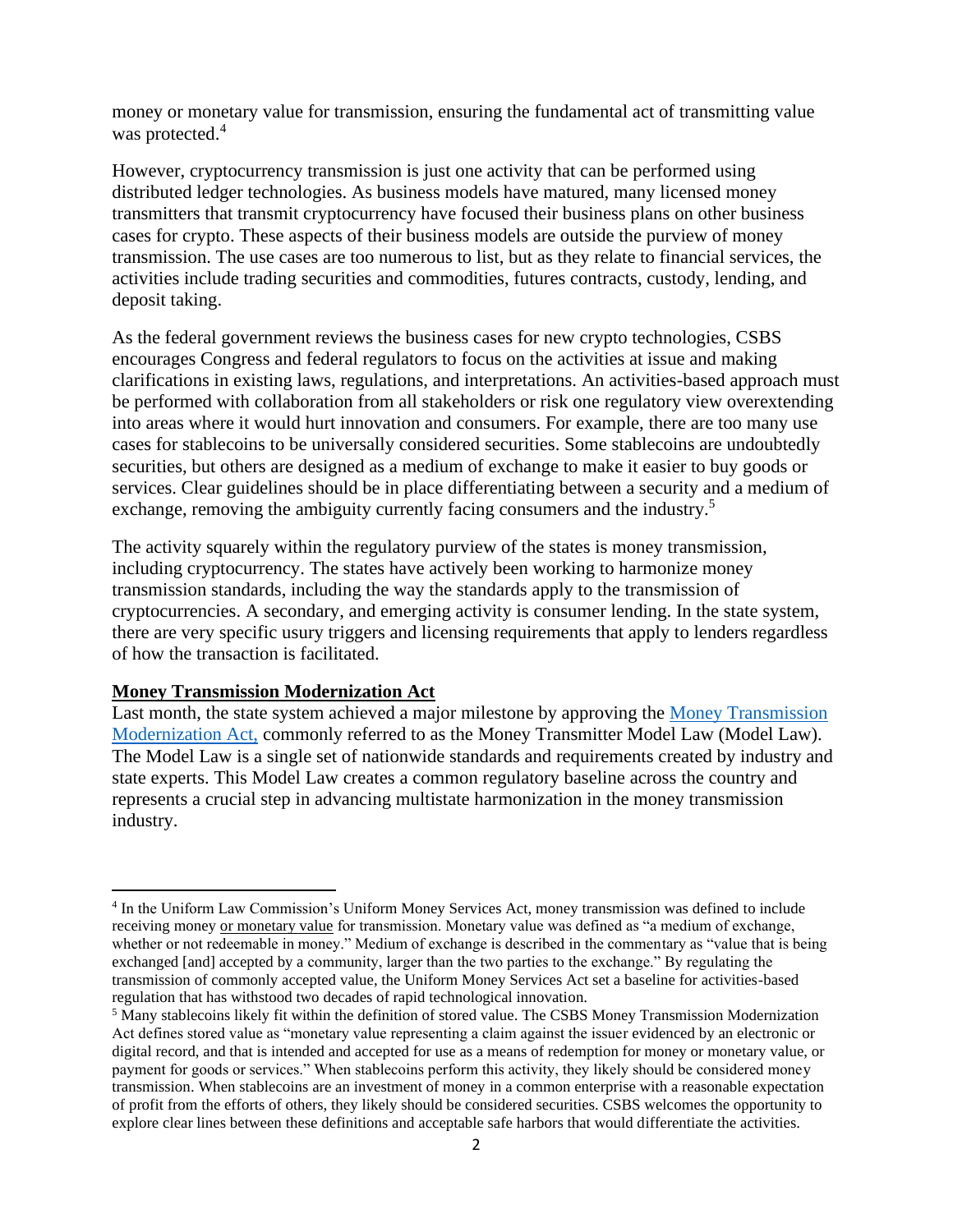money or monetary value for transmission, ensuring the fundamental act of transmitting value was protected.[4]

However, cryptocurrency transmission is just one activity that can be performed using distributed ledger technologies. As business models have matured, many licensed money transmitters that transmit cryptocurrency have focused their business plans on other business cases for crypto. These aspects of their business models are outside the purview of money transmission. The use cases are too numerous to list, but as they relate to financial services, the activities include trading securities and commodities, futures contracts, custody, lending, and deposit taking.

As the federal government reviews the business cases for new crypto technologies, CSBS encourages Congress and federal regulators to focus on the activities at issue and making clarifications in existing laws, regulations, and interpretations. An activities-based approach must be performed with collaboration from all stakeholders or risk one regulatory view overextending into areas where it would hurt innovation and consumers. For example, there are too many use cases for stablecoins to be universally considered securities. Some stablecoins are undoubtedly securities, but others are designed as a medium of exchange to make it easier to buy goods or services. Clear guidelines should be in place differentiating between a security and a medium of exchange, removing the ambiguity currently facing consumers and the industry.[5]

The activity squarely within the regulatory purview of the states is money transmission, including cryptocurrency. The states have actively been working to harmonize money transmission standards, including the way the standards apply to the transmission of cryptocurrencies. A secondary, and emerging activity is consumer lending. In the state system, there are very specific usury triggers and licensing requirements that apply to lenders regardless of how the transaction is facilitated.

**Money Transmission Modernization Act**

Last month, the state system achieved a major milestone by approving the Money Transmission Modernization Act, commonly referred to as the Money Transmitter Model Law (Model Law). The Model Law is a single set of nationwide standards and requirements created by industry and state experts. This Model Law creates a common regulatory baseline across the country and represents a crucial step in advancing multistate harmonization in the money transmission industry.

---

[4] In the Uniform Law Commission's Uniform Money Services Act, money transmission was defined to include receiving money or monetary value for transmission. Monetary value was defined as "a medium of exchange, whether or not redeemable in money." Medium of exchange is described in the commentary as "value that is being exchanged [and] accepted by a community, larger than the two parties to the exchange." By regulating the transmission of commonly accepted value, the Uniform Money Services Act set a baseline for activities-based regulation that has withstood two decades of rapid technological innovation.

[5] Many stablecoins likely fit within the definition of stored value. The CSBS Money Transmission Modernization Act defines stored value as "monetary value representing a claim against the issuer evidenced by an electronic or digital record, and that is intended and accepted for use as a means of redemption for money or monetary value, or payment for goods or services." When stablecoins perform this activity, they likely should be considered money transmission. When stablecoins are an investment of money in a common enterprise with a reasonable expectation of profit from the efforts of others, they likely should be considered securities. CSBS welcomes the opportunity to explore clear lines between these definitions and acceptable safe harbors that would differentiate the activities.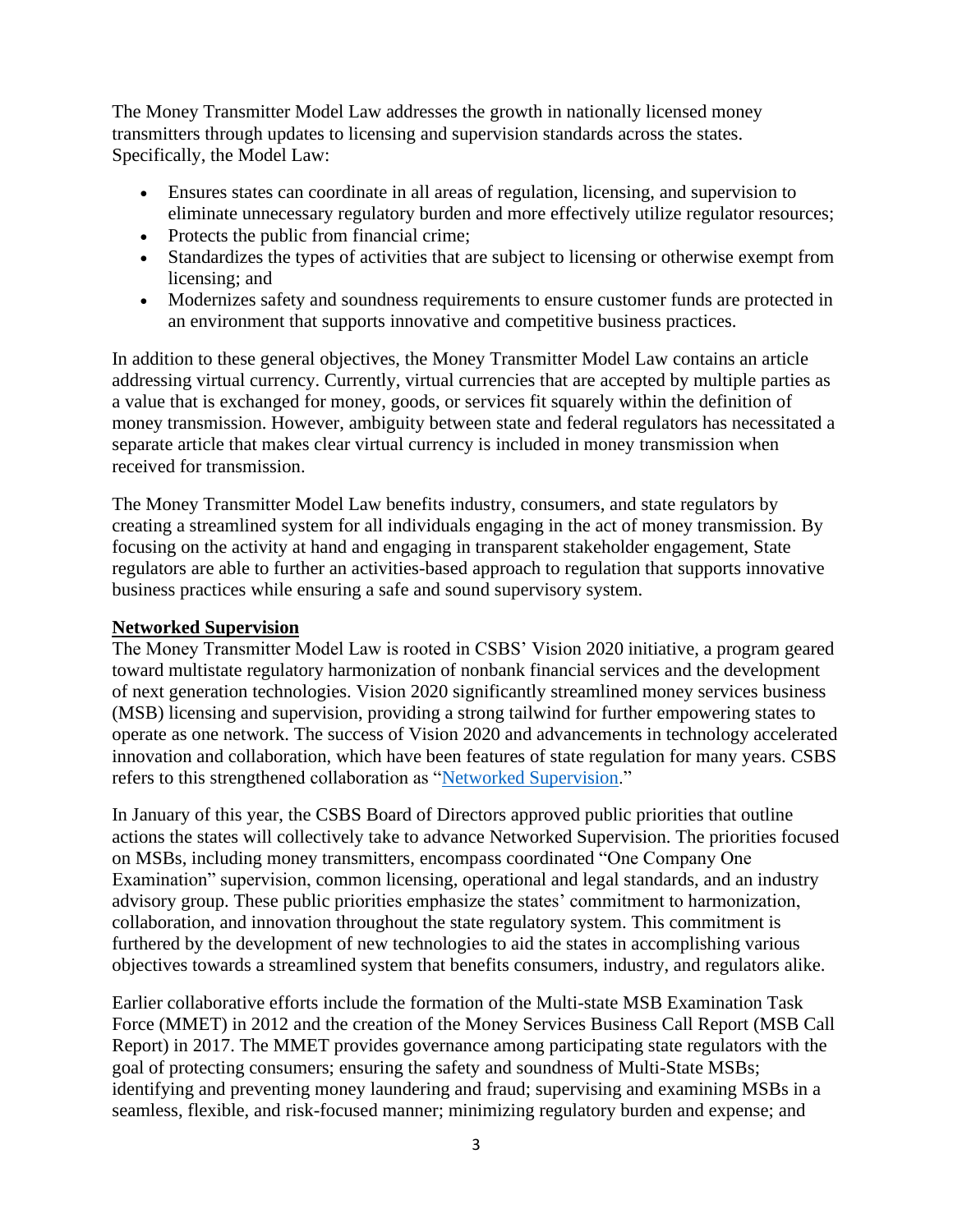The Money Transmitter Model Law addresses the growth in nationally licensed money transmitters through updates to licensing and supervision standards across the states. Specifically, the Model Law:

- Ensures states can coordinate in all areas of regulation, licensing, and supervision to eliminate unnecessary regulatory burden and more effectively utilize regulator resources;
- Protects the public from financial crime;
- Standardizes the types of activities that are subject to licensing or otherwise exempt from licensing; and
- Modernizes safety and soundness requirements to ensure customer funds are protected in an environment that supports innovative and competitive business practices.

In addition to these general objectives, the Money Transmitter Model Law contains an article addressing virtual currency. Currently, virtual currencies that are accepted by multiple parties as a value that is exchanged for money, goods, or services fit squarely within the definition of money transmission. However, ambiguity between state and federal regulators has necessitated a separate article that makes clear virtual currency is included in money transmission when received for transmission.

The Money Transmitter Model Law benefits industry, consumers, and state regulators by creating a streamlined system for all individuals engaging in the act of money transmission. By focusing on the activity at hand and engaging in transparent stakeholder engagement, State regulators are able to further an activities-based approach to regulation that supports innovative business practices while ensuring a safe and sound supervisory system.

**Networked Supervision**

The Money Transmitter Model Law is rooted in CSBS' Vision 2020 initiative, a program geared toward multistate regulatory harmonization of nonbank financial services and the development of next generation technologies. Vision 2020 significantly streamlined money services business (MSB) licensing and supervision, providing a strong tailwind for further empowering states to operate as one network. The success of Vision 2020 and advancements in technology accelerated innovation and collaboration, which have been features of state regulation for many years. CSBS refers to this strengthened collaboration as "Networked Supervision."

In January of this year, the CSBS Board of Directors approved public priorities that outline actions the states will collectively take to advance Networked Supervision. The priorities focused on MSBs, including money transmitters, encompass coordinated "One Company One Examination" supervision, common licensing, operational and legal standards, and an industry advisory group. These public priorities emphasize the states' commitment to harmonization, collaboration, and innovation throughout the state regulatory system. This commitment is furthered by the development of new technologies to aid the states in accomplishing various objectives towards a streamlined system that benefits consumers, industry, and regulators alike.

Earlier collaborative efforts include the formation of the Multi-state MSB Examination Task Force (MMET) in 2012 and the creation of the Money Services Business Call Report (MSB Call Report) in 2017. The MMET provides governance among participating state regulators with the goal of protecting consumers; ensuring the safety and soundness of Multi-State MSBs; identifying and preventing money laundering and fraud; supervising and examining MSBs in a seamless, flexible, and risk-focused manner; minimizing regulatory burden and expense; and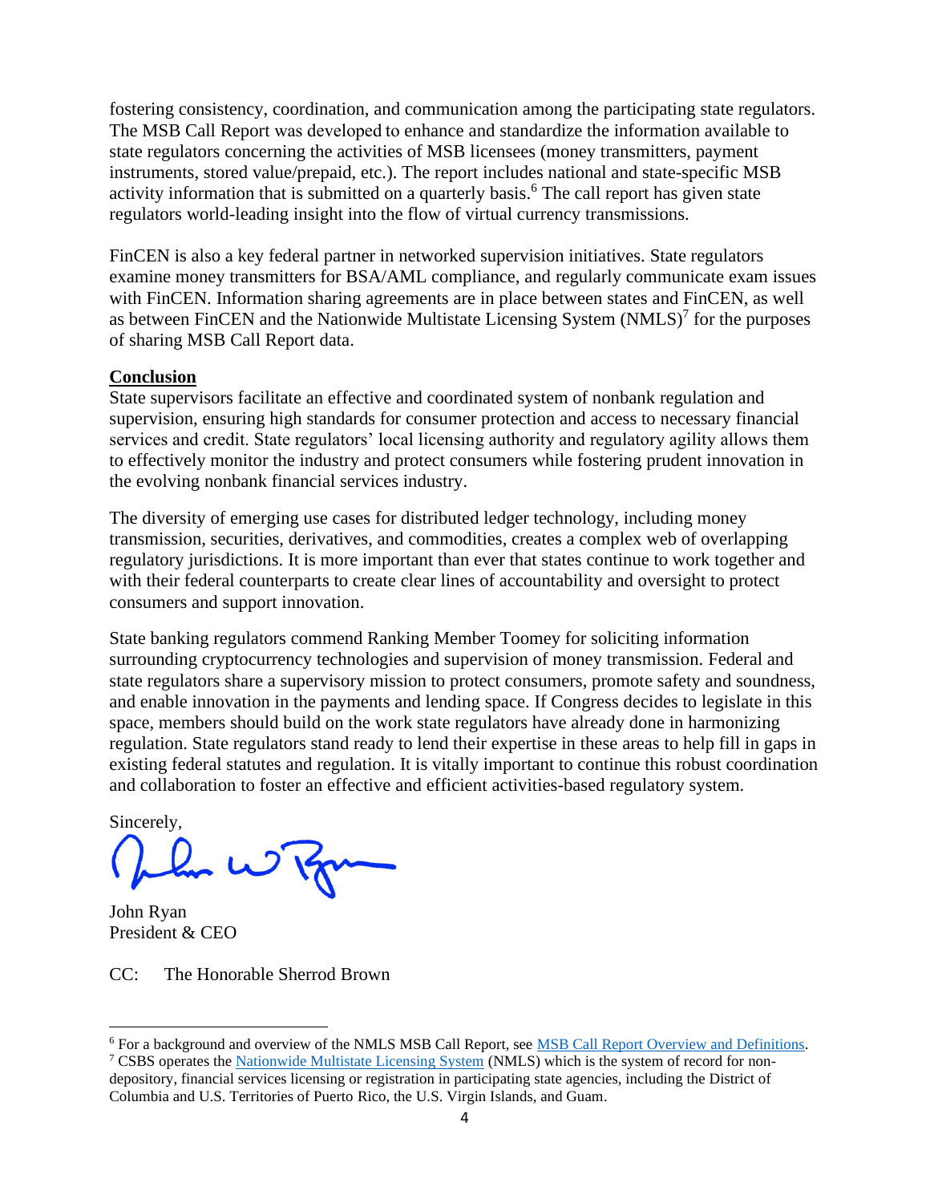fostering consistency, coordination, and communication among the participating state regulators. The MSB Call Report was developed to enhance and standardize the information available to state regulators concerning the activities of MSB licensees (money transmitters, payment instruments, stored value/prepaid, etc.). The report includes national and state-specific MSB activity information that is submitted on a quarterly basis.[6] The call report has given state regulators world-leading insight into the flow of virtual currency transmissions.

FinCEN is also a key federal partner in networked supervision initiatives. State regulators examine money transmitters for BSA/AML compliance, and regularly communicate exam issues with FinCEN. Information sharing agreements are in place between states and FinCEN, as well as between FinCEN and the Nationwide Multistate Licensing System (NMLS)[7] for the purposes of sharing MSB Call Report data.

**Conclusion**

State supervisors facilitate an effective and coordinated system of nonbank regulation and supervision, ensuring high standards for consumer protection and access to necessary financial services and credit. State regulators' local licensing authority and regulatory agility allows them to effectively monitor the industry and protect consumers while fostering prudent innovation in the evolving nonbank financial services industry.

The diversity of emerging use cases for distributed ledger technology, including money transmission, securities, derivatives, and commodities, creates a complex web of overlapping regulatory jurisdictions. It is more important than ever that states continue to work together and with their federal counterparts to create clear lines of accountability and oversight to protect consumers and support innovation.

State banking regulators commend Ranking Member Toomey for soliciting information surrounding cryptocurrency technologies and supervision of money transmission. Federal and state regulators share a supervisory mission to protect consumers, promote safety and soundness, and enable innovation in the payments and lending space. If Congress decides to legislate in this space, members should build on the work state regulators have already done in harmonizing regulation. State regulators stand ready to lend their expertise in these areas to help fill in gaps in existing federal statutes and regulation. It is vitally important to continue this robust coordination and collaboration to foster an effective and efficient activities-based regulatory system.

Sincerely,

John Ryan
President & CEO

CC: The Honorable Sherrod Brown

---

[6] For a background and overview of the NMLS MSB Call Report, see MSB Call Report Overview and Definitions.

[7] CSBS operates the Nationwide Multistate Licensing System (NMLS) which is the system of record for non-depository, financial services licensing or registration in participating state agencies, including the District of Columbia and U.S. Territories of Puerto Rico, the U.S. Virgin Islands, and Guam.